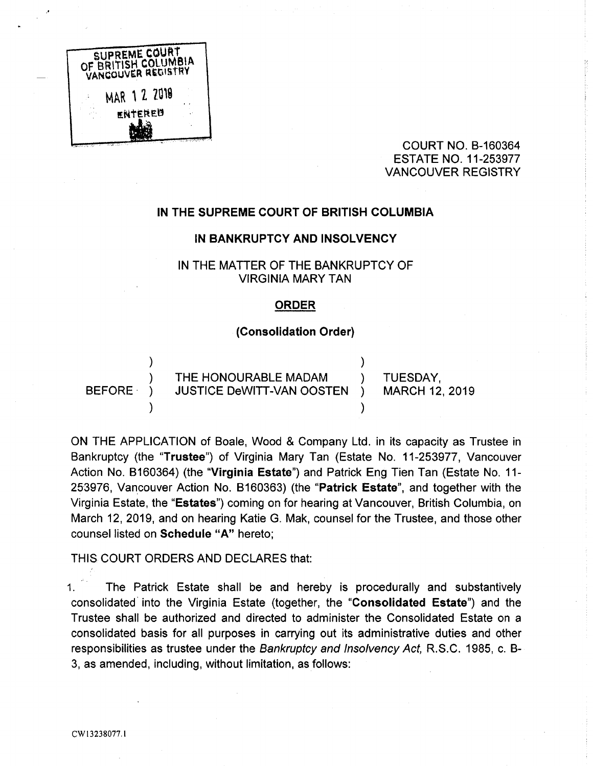SUPREME COURT OF BRITISH COLUMBIA
VANCOUVER REGISTRY

MAR 12 2019

ENTERED

COURT NO. B-160364
ESTATE NO. 11-253977
VANCOUVER REGISTRY

## IN THE SUPREME COURT OF BRITISH COLUMBIA

## IN BANKRUPTCY AND INSOLVENCY

IN THE MATTER OF THE BANKRUPTCY OF
VIRGINIA MARY TAN

### ORDER

### (Consolidation Order)

| | | |
|---|---|---|
| BEFORE | THE HONOURABLE MADAM JUSTICE DeWITT-VAN OOSTEN | TUESDAY, MARCH 12, 2019 |

ON THE APPLICATION of Boale, Wood & Company Ltd. in its capacity as Trustee in Bankruptcy (the "**Trustee**") of Virginia Mary Tan (Estate No. 11-253977, Vancouver Action No. B160364) (the "**Virginia Estate**") and Patrick Eng Tien Tan (Estate No. 11-253976, Vancouver Action No. B160363) (the "**Patrick Estate**", and together with the Virginia Estate, the "**Estates**") coming on for hearing at Vancouver, British Columbia, on March 12, 2019, and on hearing Katie G. Mak, counsel for the Trustee, and those other counsel listed on **Schedule "A"** hereto;

THIS COURT ORDERS AND DECLARES that:

1. The Patrick Estate shall be and hereby is procedurally and substantively consolidated into the Virginia Estate (together, the "**Consolidated Estate**") and the Trustee shall be authorized and directed to administer the Consolidated Estate on a consolidated basis for all purposes in carrying out its administrative duties and other responsibilities as trustee under the *Bankruptcy and Insolvency Act*, R.S.C. 1985, c. B-3, as amended, including, without limitation, as follows:

CW13238077.1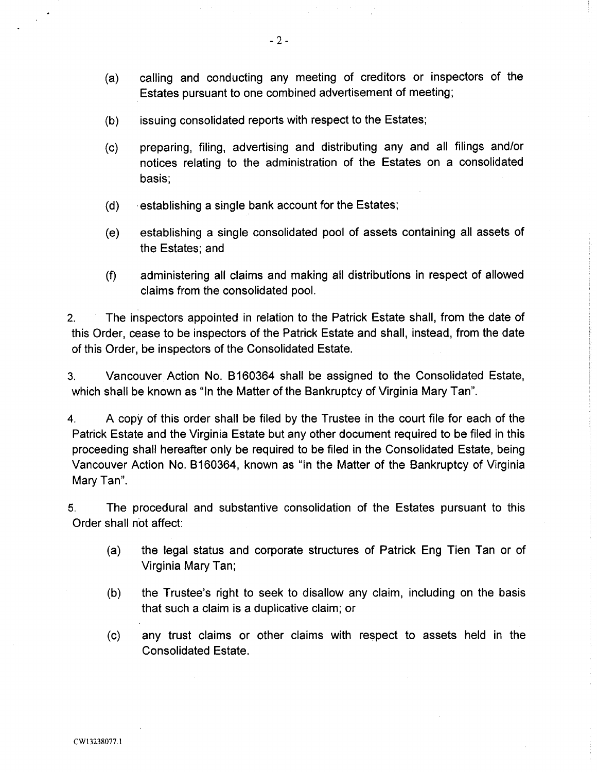(a) calling and conducting any meeting of creditors or inspectors of the Estates pursuant to one combined advertisement of meeting;

(b) issuing consolidated reports with respect to the Estates;

(c) preparing, filing, advertising and distributing any and all filings and/or notices relating to the administration of the Estates on a consolidated basis;

(d) establishing a single bank account for the Estates;

(e) establishing a single consolidated pool of assets containing all assets of the Estates; and

(f) administering all claims and making all distributions in respect of allowed claims from the consolidated pool.

2. The inspectors appointed in relation to the Patrick Estate shall, from the date of this Order, cease to be inspectors of the Patrick Estate and shall, instead, from the date of this Order, be inspectors of the Consolidated Estate.

3. Vancouver Action No. B160364 shall be assigned to the Consolidated Estate, which shall be known as "In the Matter of the Bankruptcy of Virginia Mary Tan".

4. A copy of this order shall be filed by the Trustee in the court file for each of the Patrick Estate and the Virginia Estate but any other document required to be filed in this proceeding shall hereafter only be required to be filed in the Consolidated Estate, being Vancouver Action No. B160364, known as "In the Matter of the Bankruptcy of Virginia Mary Tan".

5. The procedural and substantive consolidation of the Estates pursuant to this Order shall not affect:

(a) the legal status and corporate structures of Patrick Eng Tien Tan or of Virginia Mary Tan;

(b) the Trustee's right to seek to disallow any claim, including on the basis that such a claim is a duplicative claim; or

(c) any trust claims or other claims with respect to assets held in the Consolidated Estate.

CW13238077.1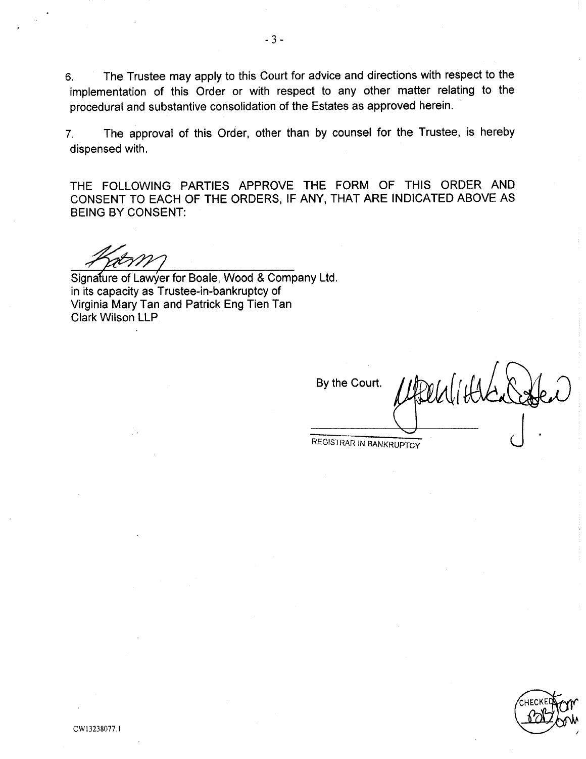6. The Trustee may apply to this Court for advice and directions with respect to the implementation of this Order or with respect to any other matter relating to the procedural and substantive consolidation of the Estates as approved herein.

7. The approval of this Order, other than by counsel for the Trustee, is hereby dispensed with.

THE FOLLOWING PARTIES APPROVE THE FORM OF THIS ORDER AND CONSENT TO EACH OF THE ORDERS, IF ANY, THAT ARE INDICATED ABOVE AS BEING BY CONSENT:

Signature of Lawyer for Boale, Wood & Company Ltd.
in its capacity as Trustee-in-bankruptcy of
Virginia Mary Tan and Patrick Eng Tien Tan
Clark Wilson LLP

By the Court.

REGISTRAR IN BANKRUPTCY

CHECKED

CW13238077.1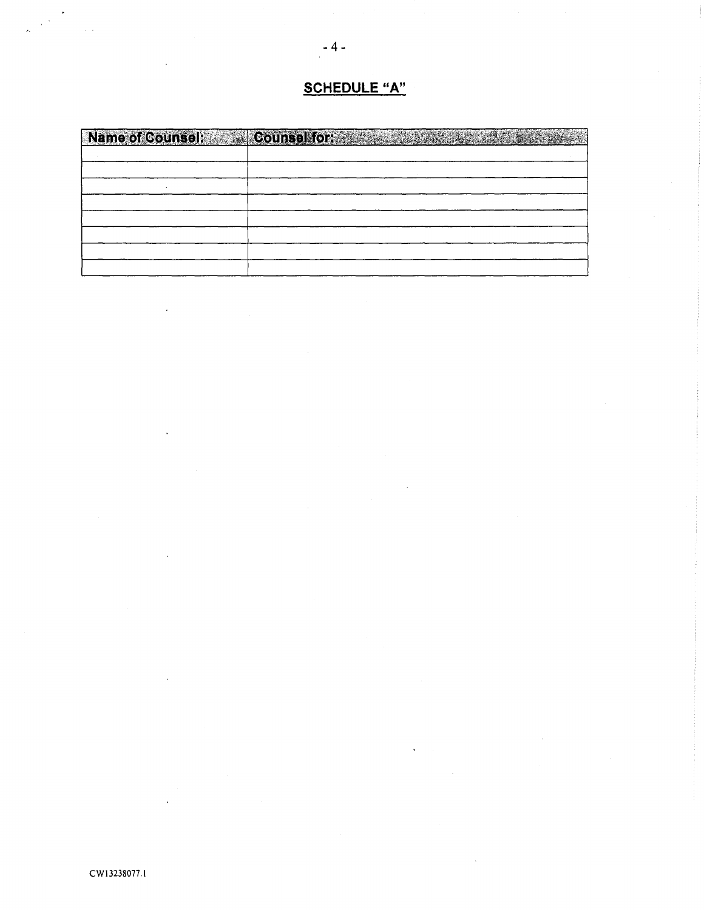## SCHEDULE "A"

| Name of Counsel: | Counsel for: |
|---|---|
| | |
| | |
| | |
| | |
| | |
| | |
| | |
| | |

CW13238077.1